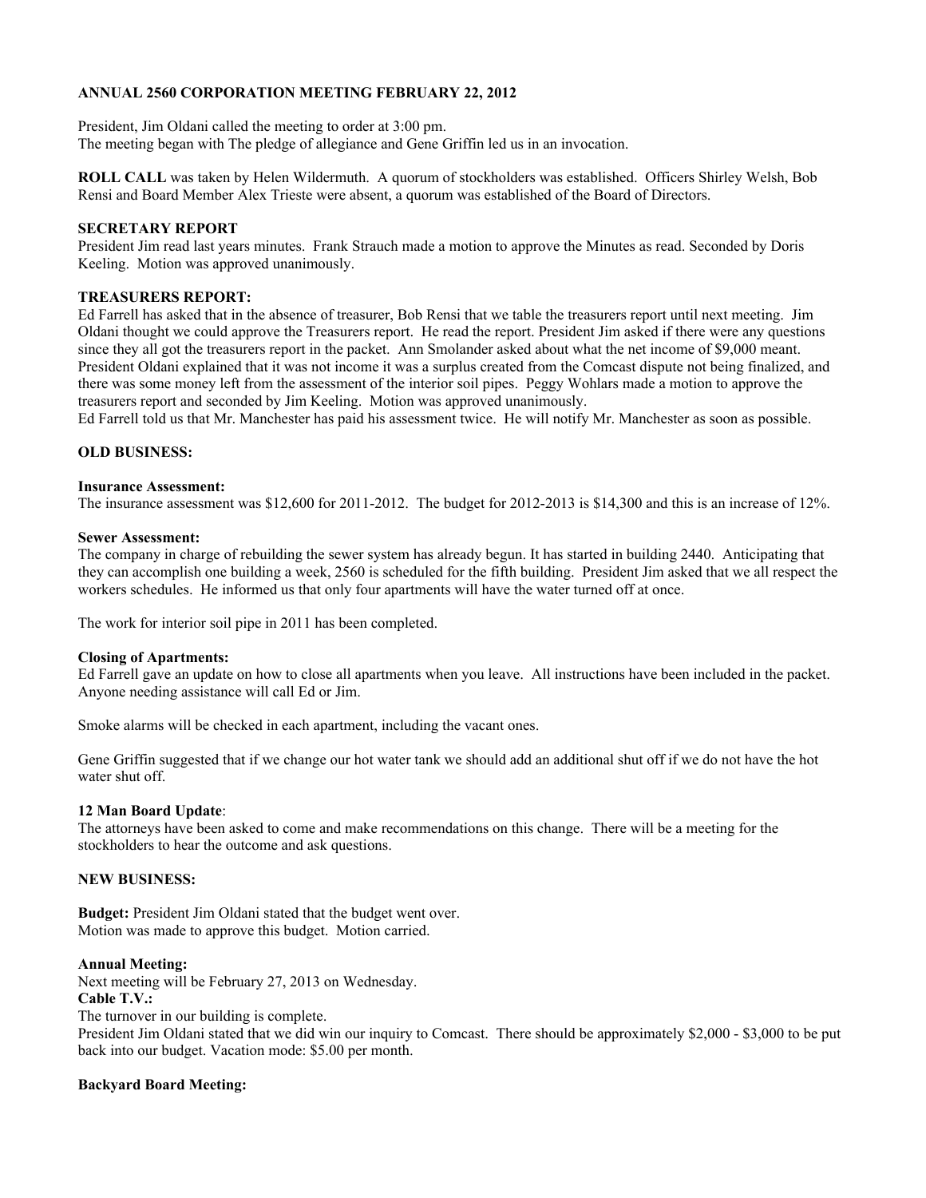**ANNUAL 2560 CORPORATION MEETING FEBRUARY 22, 2012**

President, Jim Oldani called the meeting to order at 3:00 pm.
The meeting began with The pledge of allegiance and Gene Griffin led us in an invocation.

**ROLL CALL** was taken by Helen Wildermuth. A quorum of stockholders was established. Officers Shirley Welsh, Bob Rensi and Board Member Alex Trieste were absent, a quorum was established of the Board of Directors.

**SECRETARY REPORT**
President Jim read last years minutes. Frank Strauch made a motion to approve the Minutes as read. Seconded by Doris Keeling. Motion was approved unanimously.

**TREASURERS REPORT:**
Ed Farrell has asked that in the absence of treasurer, Bob Rensi that we table the treasurers report until next meeting. Jim Oldani thought we could approve the Treasurers report. He read the report. President Jim asked if there were any questions since they all got the treasurers report in the packet. Ann Smolander asked about what the net income of $9,000 meant. President Oldani explained that it was not income it was a surplus created from the Comcast dispute not being finalized, and there was some money left from the assessment of the interior soil pipes. Peggy Wohlars made a motion to approve the treasurers report and seconded by Jim Keeling. Motion was approved unanimously.
Ed Farrell told us that Mr. Manchester has paid his assessment twice. He will notify Mr. Manchester as soon as possible.

**OLD BUSINESS:**

**Insurance Assessment:**
The insurance assessment was $12,600 for 2011-2012. The budget for 2012-2013 is $14,300 and this is an increase of 12%.

**Sewer Assessment:**
The company in charge of rebuilding the sewer system has already begun. It has started in building 2440. Anticipating that they can accomplish one building a week, 2560 is scheduled for the fifth building. President Jim asked that we all respect the workers schedules. He informed us that only four apartments will have the water turned off at once.

The work for interior soil pipe in 2011 has been completed.

**Closing of Apartments:**
Ed Farrell gave an update on how to close all apartments when you leave. All instructions have been included in the packet. Anyone needing assistance will call Ed or Jim.

Smoke alarms will be checked in each apartment, including the vacant ones.

Gene Griffin suggested that if we change our hot water tank we should add an additional shut off if we do not have the hot water shut off.

**12 Man Board Update**:
The attorneys have been asked to come and make recommendations on this change. There will be a meeting for the stockholders to hear the outcome and ask questions.

**NEW BUSINESS:**

**Budget:** President Jim Oldani stated that the budget went over.
Motion was made to approve this budget. Motion carried.

**Annual Meeting:**
Next meeting will be February 27, 2013 on Wednesday.
**Cable T.V.:**
The turnover in our building is complete.
President Jim Oldani stated that we did win our inquiry to Comcast. There should be approximately $2,000 - $3,000 to be put back into our budget. Vacation mode: $5.00 per month.

**Backyard Board Meeting:**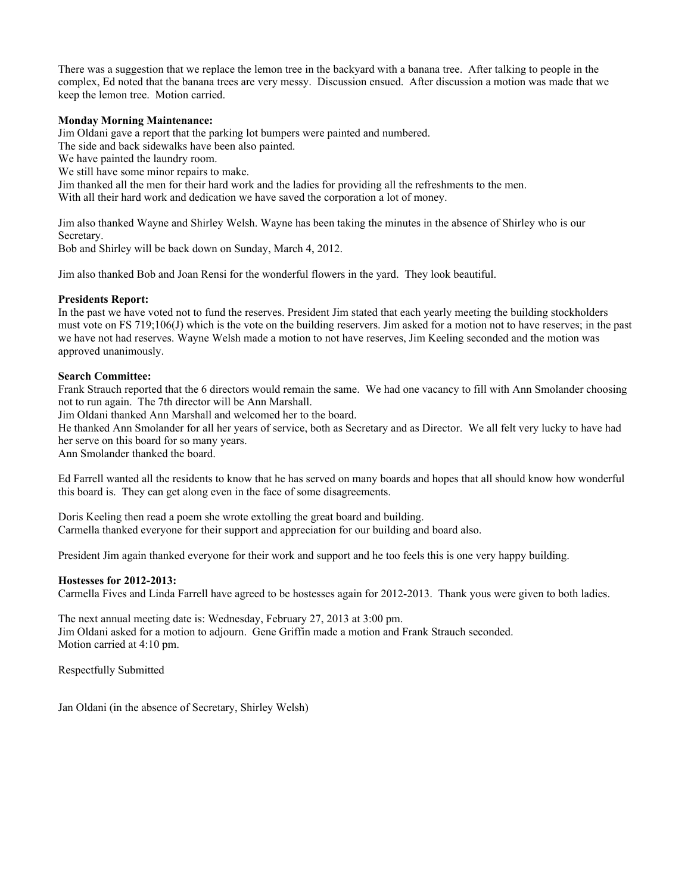There was a suggestion that we replace the lemon tree in the backyard with a banana tree. After talking to people in the complex, Ed noted that the banana trees are very messy. Discussion ensued. After discussion a motion was made that we keep the lemon tree. Motion carried.

**Monday Morning Maintenance:**

Jim Oldani gave a report that the parking lot bumpers were painted and numbered.
The side and back sidewalks have been also painted.
We have painted the laundry room.
We still have some minor repairs to make.
Jim thanked all the men for their hard work and the ladies for providing all the refreshments to the men.
With all their hard work and dedication we have saved the corporation a lot of money.

Jim also thanked Wayne and Shirley Welsh. Wayne has been taking the minutes in the absence of Shirley who is our Secretary.
Bob and Shirley will be back down on Sunday, March 4, 2012.

Jim also thanked Bob and Joan Rensi for the wonderful flowers in the yard. They look beautiful.

**Presidents Report:**

In the past we have voted not to fund the reserves. President Jim stated that each yearly meeting the building stockholders must vote on FS 719;106(J) which is the vote on the building reservers. Jim asked for a motion not to have reserves; in the past we have not had reserves. Wayne Welsh made a motion to not have reserves, Jim Keeling seconded and the motion was approved unanimously.

**Search Committee:**

Frank Strauch reported that the 6 directors would remain the same. We had one vacancy to fill with Ann Smolander choosing not to run again. The 7th director will be Ann Marshall.
Jim Oldani thanked Ann Marshall and welcomed her to the board.
He thanked Ann Smolander for all her years of service, both as Secretary and as Director. We all felt very lucky to have had her serve on this board for so many years.
Ann Smolander thanked the board.

Ed Farrell wanted all the residents to know that he has served on many boards and hopes that all should know how wonderful this board is. They can get along even in the face of some disagreements.

Doris Keeling then read a poem she wrote extolling the great board and building.
Carmella thanked everyone for their support and appreciation for our building and board also.

President Jim again thanked everyone for their work and support and he too feels this is one very happy building.

**Hostesses for 2012-2013:**

Carmella Fives and Linda Farrell have agreed to be hostesses again for 2012-2013. Thank yous were given to both ladies.

The next annual meeting date is: Wednesday, February 27, 2013 at 3:00 pm.
Jim Oldani asked for a motion to adjourn. Gene Griffin made a motion and Frank Strauch seconded.
Motion carried at 4:10 pm.

Respectfully Submitted

Jan Oldani (in the absence of Secretary, Shirley Welsh)